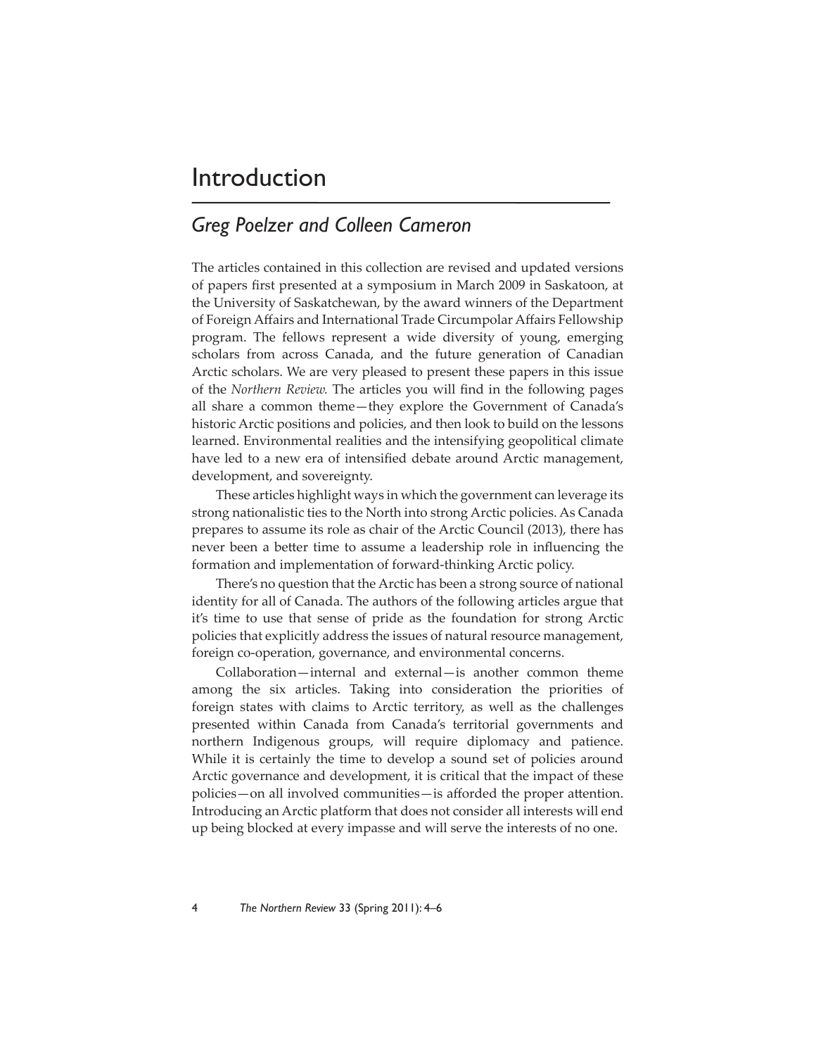# Introduction

## *Greg Poelzer and Colleen Cameron*

The articles contained in this collection are revised and updated versions of papers first presented at a symposium in March 2009 in Saskatoon, at the University of Saskatchewan, by the award winners of the Department of Foreign Affairs and International Trade Circumpolar Affairs Fellowship program. The fellows represent a wide diversity of young, emerging scholars from across Canada, and the future generation of Canadian Arctic scholars. We are very pleased to present these papers in this issue of the *Northern Review.* The articles you will find in the following pages all share a common theme—they explore the Government of Canada's historic Arctic positions and policies, and then look to build on the lessons learned. Environmental realities and the intensifying geopolitical climate have led to a new era of intensified debate around Arctic management, development, and sovereignty.

These articles highlight ways in which the government can leverage its strong nationalistic ties to the North into strong Arctic policies. As Canada prepares to assume its role as chair of the Arctic Council (2013), there has never been a better time to assume a leadership role in influencing the formation and implementation of forward-thinking Arctic policy.

There's no question that the Arctic has been a strong source of national identity for all of Canada. The authors of the following articles argue that it's time to use that sense of pride as the foundation for strong Arctic policies that explicitly address the issues of natural resource management, foreign co-operation, governance, and environmental concerns.

Collaboration—internal and external—is another common theme among the six articles. Taking into consideration the priorities of foreign states with claims to Arctic territory, as well as the challenges presented within Canada from Canada's territorial governments and northern Indigenous groups, will require diplomacy and patience. While it is certainly the time to develop a sound set of policies around Arctic governance and development, it is critical that the impact of these policies—on all involved communities—is afforded the proper attention. Introducing an Arctic platform that does not consider all interests will end up being blocked at every impasse and will serve the interests of no one.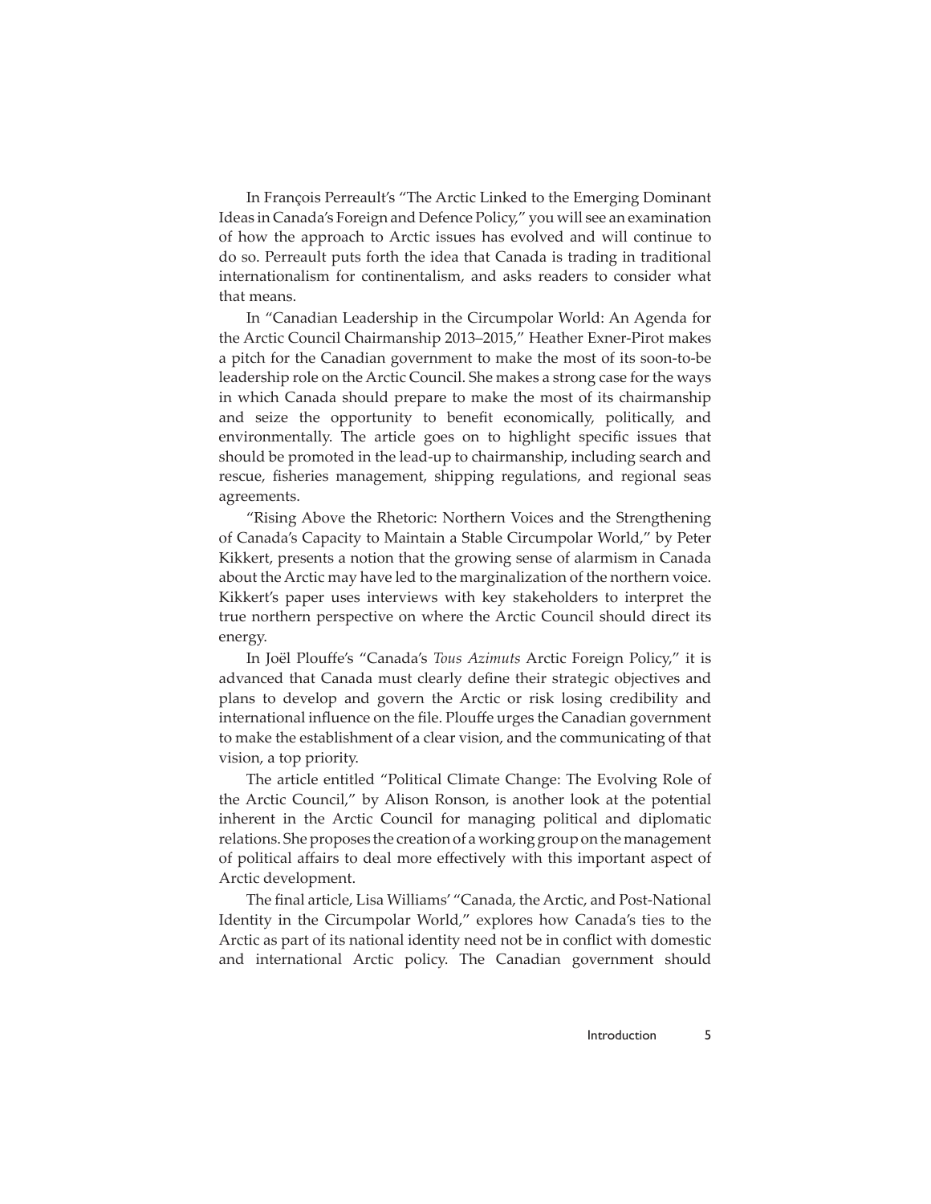In François Perreault's "The Arctic Linked to the Emerging Dominant Ideas in Canada's Foreign and Defence Policy," you will see an examination of how the approach to Arctic issues has evolved and will continue to do so. Perreault puts forth the idea that Canada is trading in traditional internationalism for continentalism, and asks readers to consider what that means.

In "Canadian Leadership in the Circumpolar World: An Agenda for the Arctic Council Chairmanship 2013–2015," Heather Exner-Pirot makes a pitch for the Canadian government to make the most of its soon-to-be leadership role on the Arctic Council. She makes a strong case for the ways in which Canada should prepare to make the most of its chairmanship and seize the opportunity to benefit economically, politically, and environmentally. The article goes on to highlight specific issues that should be promoted in the lead-up to chairmanship, including search and rescue, fisheries management, shipping regulations, and regional seas agreements.

"Rising Above the Rhetoric: Northern Voices and the Strengthening of Canada's Capacity to Maintain a Stable Circumpolar World," by Peter Kikkert, presents a notion that the growing sense of alarmism in Canada about the Arctic may have led to the marginalization of the northern voice. Kikkert's paper uses interviews with key stakeholders to interpret the true northern perspective on where the Arctic Council should direct its energy.

In Joël Plouffe's "Canada's *Tous Azimuts* Arctic Foreign Policy," it is advanced that Canada must clearly define their strategic objectives and plans to develop and govern the Arctic or risk losing credibility and international influence on the file. Plouffe urges the Canadian government to make the establishment of a clear vision, and the communicating of that vision, a top priority.

The article entitled "Political Climate Change: The Evolving Role of the Arctic Council," by Alison Ronson, is another look at the potential inherent in the Arctic Council for managing political and diplomatic relations. She proposes the creation of a working group on the management of political affairs to deal more effectively with this important aspect of Arctic development.

The final article, Lisa Williams' "Canada, the Arctic, and Post-National Identity in the Circumpolar World," explores how Canada's ties to the Arctic as part of its national identity need not be in conflict with domestic and international Arctic policy. The Canadian government should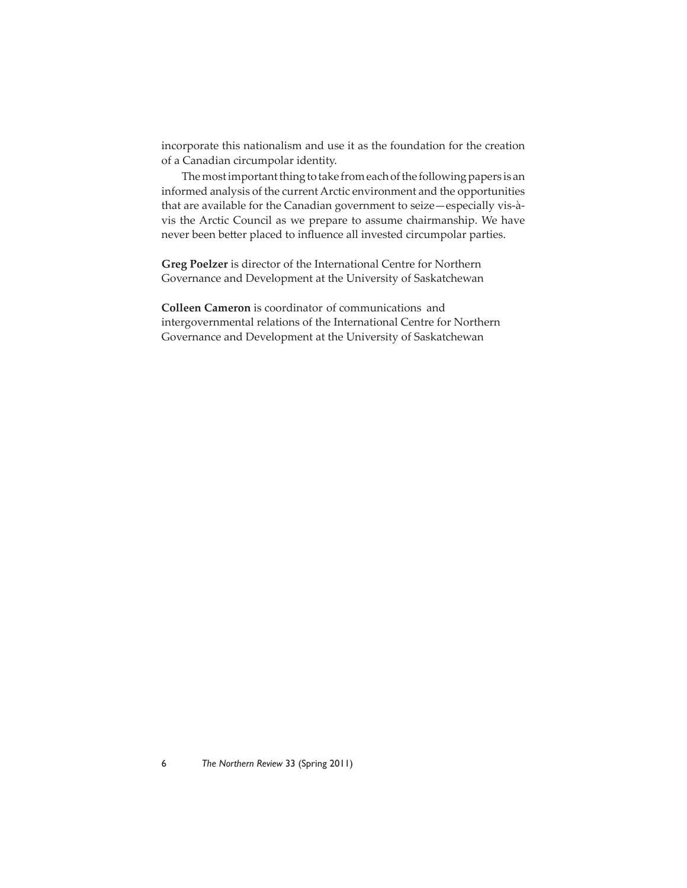incorporate this nationalism and use it as the foundation for the creation of a Canadian circumpolar identity.

The most important thing to take from each of the following papers is an informed analysis of the current Arctic environment and the opportunities that are available for the Canadian government to seize—especially vis-à-vis the Arctic Council as we prepare to assume chairmanship. We have never been better placed to influence all invested circumpolar parties.

**Greg Poelzer** is director of the International Centre for Northern Governance and Development at the University of Saskatchewan

**Colleen Cameron** is coordinator of communications and intergovernmental relations of the International Centre for Northern Governance and Development at the University of Saskatchewan